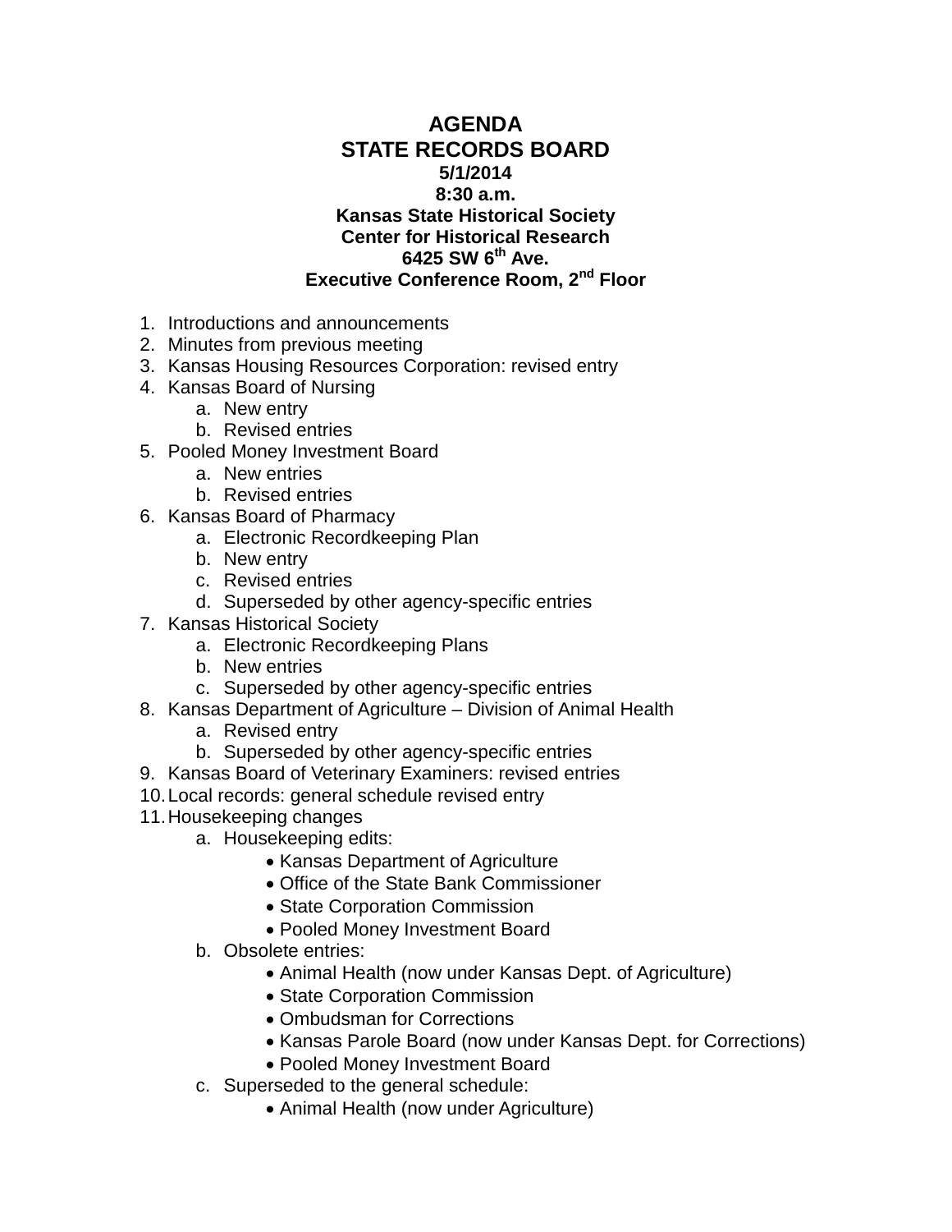# AGENDA
# STATE RECORDS BOARD

**5/1/2014**
**8:30 a.m.**
**Kansas State Historical Society**
**Center for Historical Research**
**6425 SW 6th Ave.**
**Executive Conference Room, 2nd Floor**

1. Introductions and announcements
2. Minutes from previous meeting
3. Kansas Housing Resources Corporation: revised entry
4. Kansas Board of Nursing
   a. New entry
   b. Revised entries
5. Pooled Money Investment Board
   a. New entries
   b. Revised entries
6. Kansas Board of Pharmacy
   a. Electronic Recordkeeping Plan
   b. New entry
   c. Revised entries
   d. Superseded by other agency-specific entries
7. Kansas Historical Society
   a. Electronic Recordkeeping Plans
   b. New entries
   c. Superseded by other agency-specific entries
8. Kansas Department of Agriculture – Division of Animal Health
   a. Revised entry
   b. Superseded by other agency-specific entries
9. Kansas Board of Veterinary Examiners: revised entries
10. Local records: general schedule revised entry
11. Housekeeping changes
    a. Housekeeping edits:
       - Kansas Department of Agriculture
       - Office of the State Bank Commissioner
       - State Corporation Commission
       - Pooled Money Investment Board
    b. Obsolete entries:
       - Animal Health (now under Kansas Dept. of Agriculture)
       - State Corporation Commission
       - Ombudsman for Corrections
       - Kansas Parole Board (now under Kansas Dept. for Corrections)
       - Pooled Money Investment Board
    c. Superseded to the general schedule:
       - Animal Health (now under Agriculture)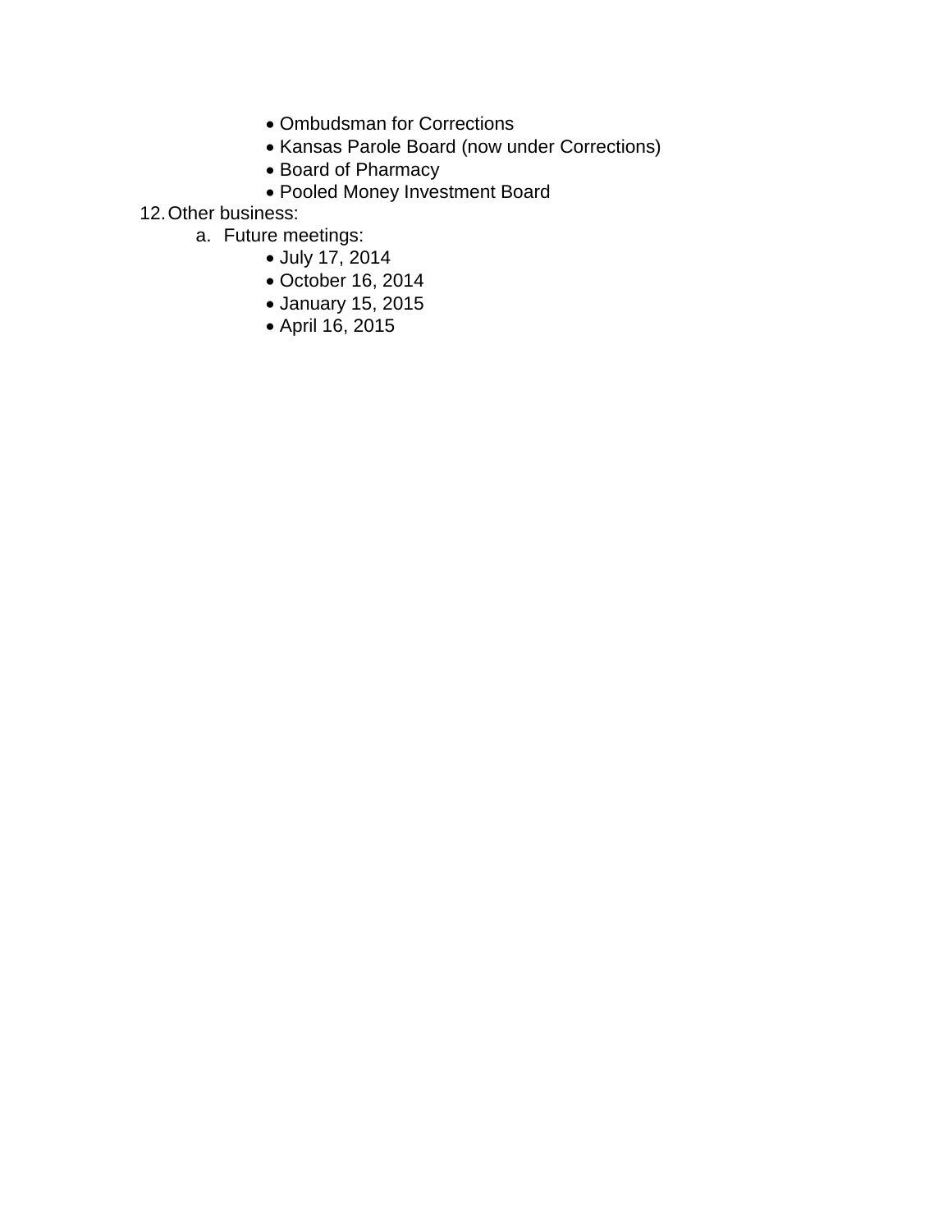- Ombudsman for Corrections
- Kansas Parole Board (now under Corrections)
- Board of Pharmacy
- Pooled Money Investment Board

12. Other business:
    a. Future meetings:
        - July 17, 2014
        - October 16, 2014
        - January 15, 2015
        - April 16, 2015